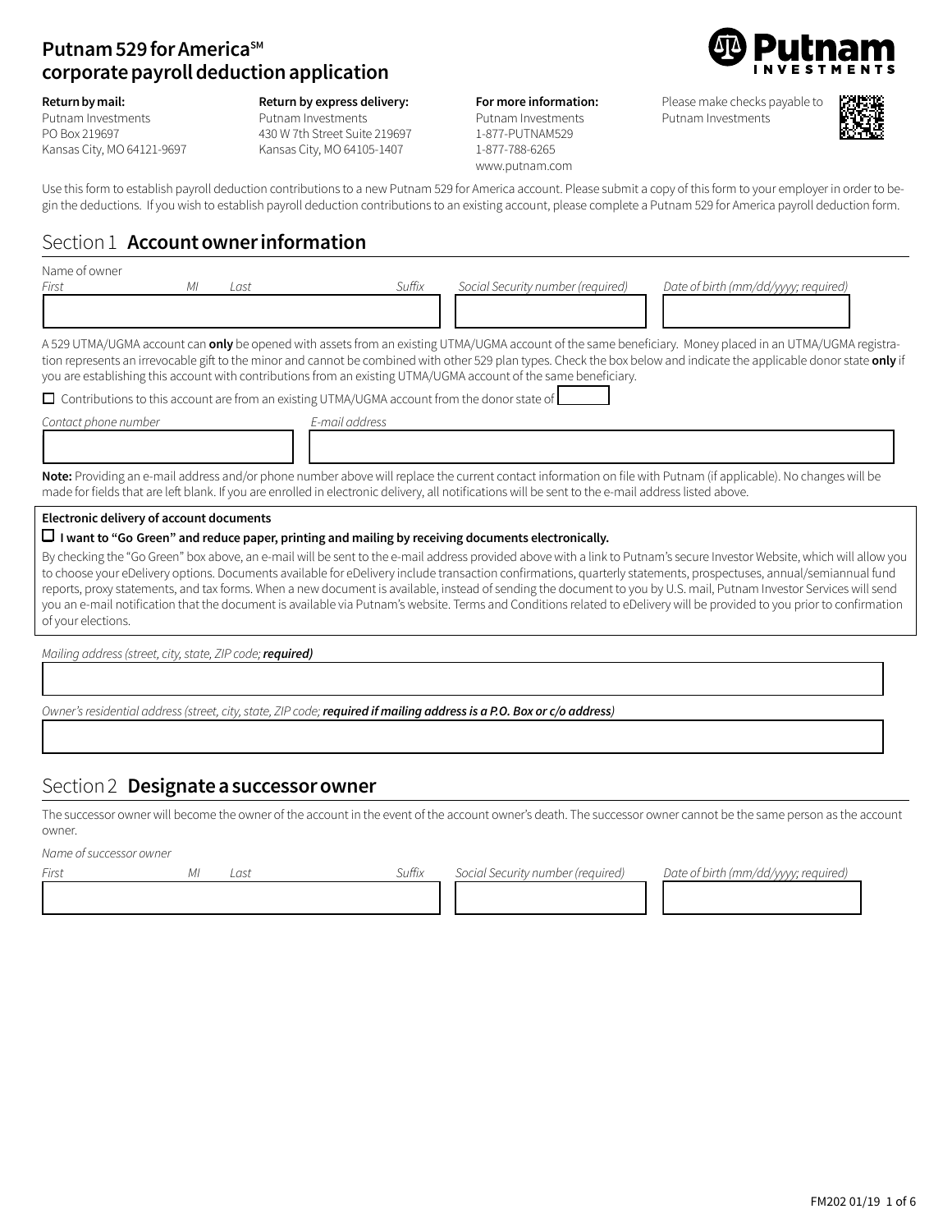# Putnam 529 for America℠ corporate payroll deduction application

**Return by mail:**
Putnam Investments
PO Box 219697
Kansas City, MO 64121-9697

**Return by express delivery:**
Putnam Investments
430 W 7th Street Suite 219697
Kansas City, MO 64105-1407

**For more information:**
Putnam Investments
1-877-PUTNAM529
1-877-788-6265
www.putnam.com

Please make checks payable to Putnam Investments

Use this form to establish payroll deduction contributions to a new Putnam 529 for America account. Please submit a copy of this form to your employer in order to begin the deductions. If you wish to establish payroll deduction contributions to an existing account, please complete a Putnam 529 for America payroll deduction form.

## Section 1 Account owner information

Name of owner

| *First* | *MI* | *Last* | *Suffix* | *Social Security number (required)* | *Date of birth (mm/dd/yyyy; required)* |
|---|---|---|---|---|---|
| | | | | | |

A 529 UTMA/UGMA account can **only** be opened with assets from an existing UTMA/UGMA account of the same beneficiary. Money placed in an UTMA/UGMA registration represents an irrevocable gift to the minor and cannot be combined with other 529 plan types. Check the box below and indicate the applicable donor state **only** if you are establishing this account with contributions from an existing UTMA/UGMA account of the same beneficiary.

☐ Contributions to this account are from an existing UTMA/UGMA account from the donor state of ______

| *Contact phone number* | *E-mail address* |
|---|---|
| | |

**Note:** Providing an e-mail address and/or phone number above will replace the current contact information on file with Putnam (if applicable). No changes will be made for fields that are left blank. If you are enrolled in electronic delivery, all notifications will be sent to the e-mail address listed above.

**Electronic delivery of account documents**

☐ **I want to "Go Green" and reduce paper, printing and mailing by receiving documents electronically.**

By checking the "Go Green" box above, an e-mail will be sent to the e-mail address provided above with a link to Putnam's secure Investor Website, which will allow you to choose your eDelivery options. Documents available for eDelivery include transaction confirmations, quarterly statements, prospectuses, annual/semiannual fund reports, proxy statements, and tax forms. When a new document is available, instead of sending the document to you by U.S. mail, Putnam Investor Services will send you an e-mail notification that the document is available via Putnam's website. Terms and Conditions related to eDelivery will be provided to you prior to confirmation of your elections.

*Mailing address (street, city, state, ZIP code; **required**)*

*Owner's residential address (street, city, state, ZIP code; **required if mailing address is a P.O. Box or c/o address**)*

## Section 2 Designate a successor owner

The successor owner will become the owner of the account in the event of the account owner's death. The successor owner cannot be the same person as the account owner.

*Name of successor owner*

| *First* | *MI* | *Last* | *Suffix* | *Social Security number (required)* | *Date of birth (mm/dd/yyyy; required)* |
|---|---|---|---|---|---|
| | | | | | |

FM202 01/19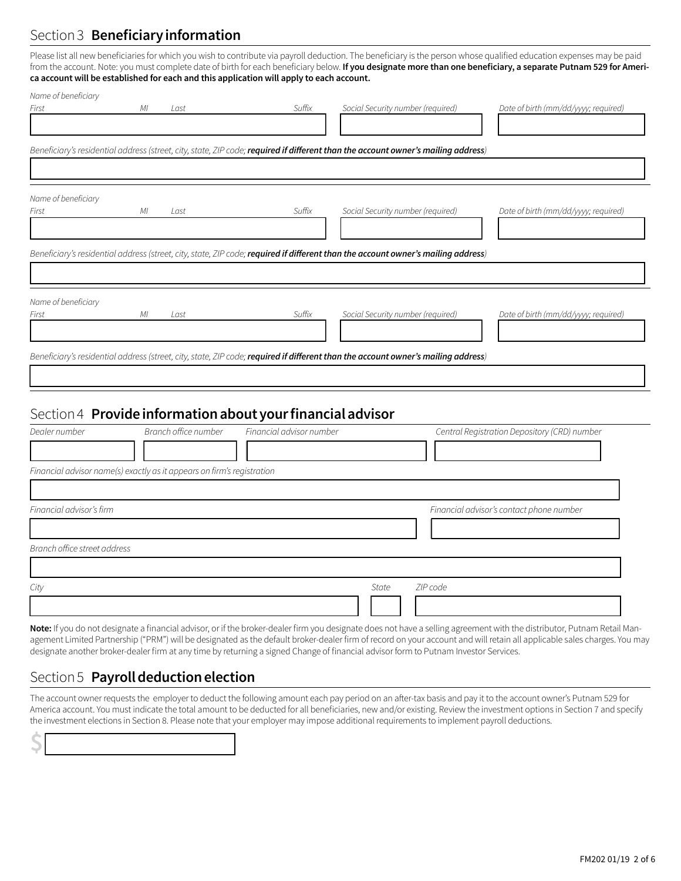## Section 3 **Beneficiary information**

Please list all new beneficiaries for which you wish to contribute via payroll deduction. The beneficiary is the person whose qualified education expenses may be paid from the account. Note: you must complete date of birth for each beneficiary below. **If you designate more than one beneficiary, a separate Putnam 529 for America account will be established for each and this application will apply to each account.**

*Name of beneficiary*

| *First* | *MI* | *Last* | *Suffix* | *Social Security number (required)* | *Date of birth (mm/dd/yyyy; required)* |
|---|---|---|---|---|---|
| | | | | | |

*Beneficiary's residential address (street, city, state, ZIP code;* ***required if different than the account owner's mailing address****)*

*Name of beneficiary*

| *First* | *MI* | *Last* | *Suffix* | *Social Security number (required)* | *Date of birth (mm/dd/yyyy; required)* |
|---|---|---|---|---|---|
| | | | | | |

*Beneficiary's residential address (street, city, state, ZIP code;* ***required if different than the account owner's mailing address****)*

*Name of beneficiary*

| *First* | *MI* | *Last* | *Suffix* | *Social Security number (required)* | *Date of birth (mm/dd/yyyy; required)* |
|---|---|---|---|---|---|
| | | | | | |

*Beneficiary's residential address (street, city, state, ZIP code;* ***required if different than the account owner's mailing address****)*

## Section 4 **Provide information about your financial advisor**

| *Dealer number* | *Branch office number* | *Financial advisor number* | *Central Registration Depository (CRD) number* |
|---|---|---|---|
| | | | |

*Financial advisor name(s) exactly as it appears on firm's registration*

| *Financial advisor's firm* | *Financial advisor's contact phone number* |
|---|---|
| | |

*Branch office street address*

| *City* | *State* | *ZIP code* |
|---|---|---|
| | | |

**Note:** If you do not designate a financial advisor, or if the broker-dealer firm you designate does not have a selling agreement with the distributor, Putnam Retail Management Limited Partnership ("PRM") will be designated as the default broker-dealer firm of record on your account and will retain all applicable sales charges. You may designate another broker-dealer firm at any time by returning a signed Change of financial advisor form to Putnam Investor Services.

## Section 5 **Payroll deduction election**

The account owner requests the employer to deduct the following amount each pay period on an after-tax basis and pay it to the account owner's Putnam 529 for America account. You must indicate the total amount to be deducted for all beneficiaries, new and/or existing. Review the investment options in Section 7 and specify the investment elections in Section 8. Please note that your employer may impose additional requirements to implement payroll deductions.

$ ______________________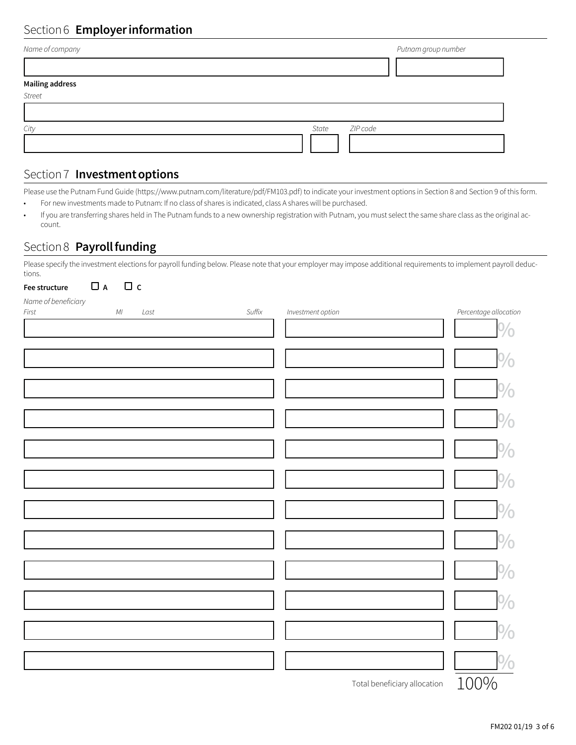## Section 6 **Employer information**

| *Name of company* | *Putnam group number* |
| --- | --- |
| | |

**Mailing address**

| *Street* |
| --- |
| |

| *City* | *State* | *ZIP code* |
| --- | --- | --- |
| | | |

## Section 7 **Investment options**

Please use the Putnam Fund Guide (https://www.putnam.com/literature/pdf/FM103.pdf) to indicate your investment options in Section 8 and Section 9 of this form.

- For new investments made to Putnam: If no class of shares is indicated, class A shares will be purchased.
- If you are transferring shares held in The Putnam funds to a new ownership registration with Putnam, you must select the same share class as the original account.

## Section 8 **Payroll funding**

Please specify the investment elections for payroll funding below. Please note that your employer may impose additional requirements to implement payroll deductions.

**Fee structure** ☐ **A** ☐ **C**

*Name of beneficiary*

| *First* *MI* *Last* *Suffix* | *Investment option* | *Percentage allocation* |
| --- | --- | --- |
| | | % |
| | | % |
| | | % |
| | | % |
| | | % |
| | | % |
| | | % |
| | | % |
| | | % |
| | | % |
| | | % |
| | | % |
| | Total beneficiary allocation | 100% |

FM202 01/19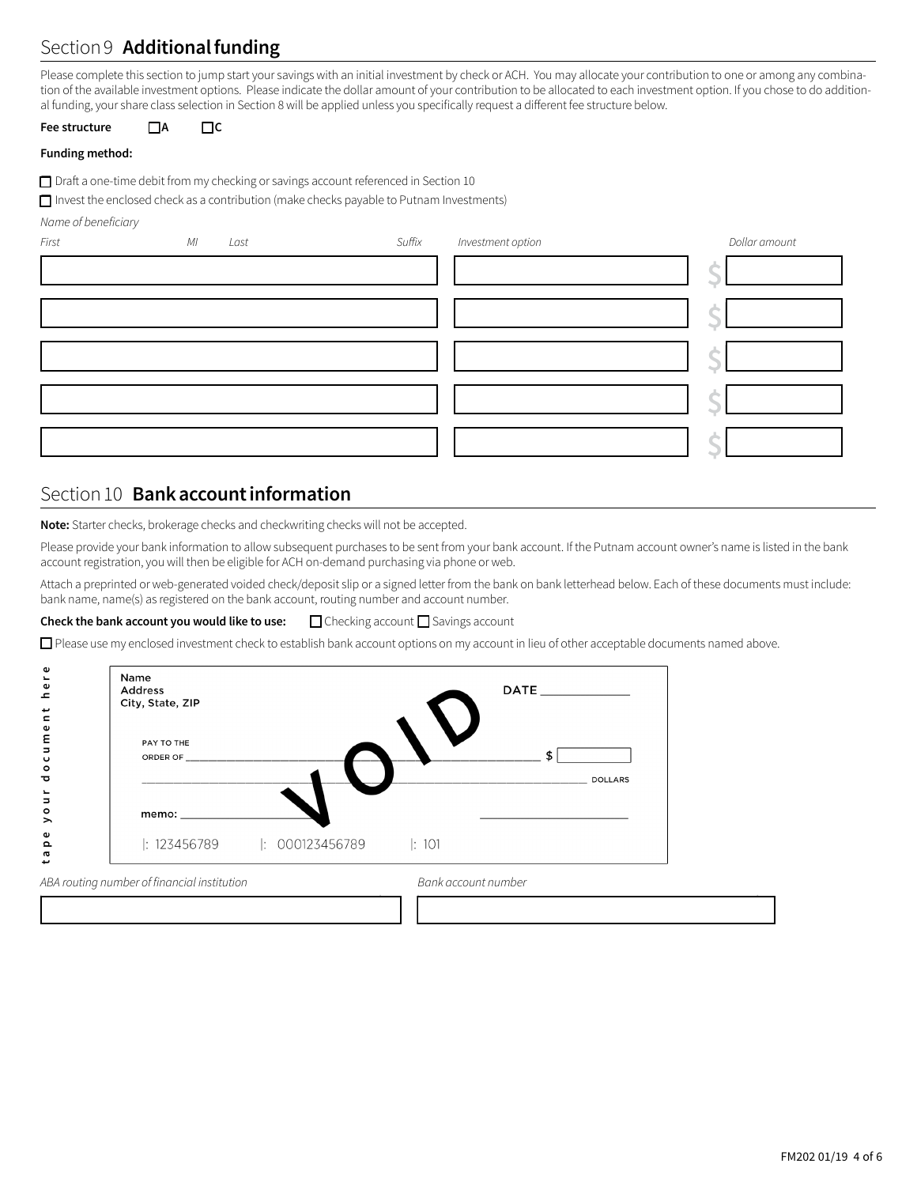## Section 9 **Additional funding**

Please complete this section to jump start your savings with an initial investment by check or ACH. You may allocate your contribution to one or among any combination of the available investment options. Please indicate the dollar amount of your contribution to be allocated to each investment option. If you chose to do additional funding, your share class selection in Section 8 will be applied unless you specifically request a different fee structure below.

**Fee structure** ☐ **A** ☐ **C**

**Funding method:**

☐ Draft a one-time debit from my checking or savings account referenced in Section 10

☐ Invest the enclosed check as a contribution (make checks payable to Putnam Investments)

*Name of beneficiary*

| *First* | *MI* | *Last* | *Suffix* | *Investment option* | *Dollar amount* |
|---|---|---|---|---|---|
| | | | | | $ |
| | | | | | $ |
| | | | | | $ |
| | | | | | $ |
| | | | | | $ |

## Section 10 **Bank account information**

**Note:** Starter checks, brokerage checks and checkwriting checks will not be accepted.

Please provide your bank information to allow subsequent purchases to be sent from your bank account. If the Putnam account owner's name is listed in the bank account registration, you will then be eligible for ACH on-demand purchasing via phone or web.

Attach a preprinted or web-generated voided check/deposit slip or a signed letter from the bank on bank letterhead below. Each of these documents must include: bank name, name(s) as registered on the bank account, routing number and account number.

**Check the bank account you would like to use:** ☐ Checking account ☐ Savings account

☐ Please use my enclosed investment check to establish bank account options on my account in lieu of other acceptable documents named above.

tape your document here

Name
Address
City, State, ZIP

DATE ____________

PAY TO THE
ORDER OF ______________________________ $ [ ]

______________________________ DOLLARS

VOID

memo: ____________ ____________

|: 123456789 |: 000123456789 |: 101

*ABA routing number of financial institution*

*Bank account number*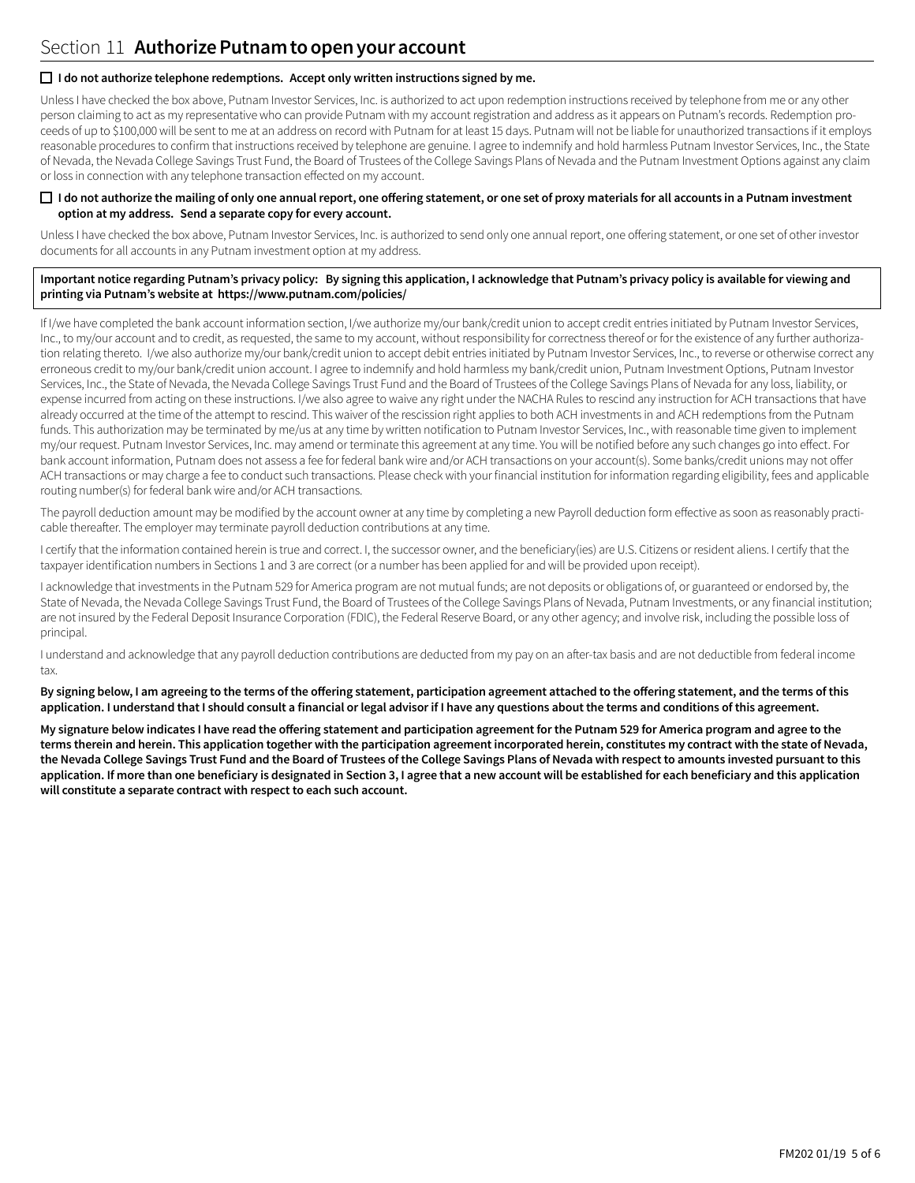## Section 11 **Authorize Putnam to open your account**

☐ **I do not authorize telephone redemptions. Accept only written instructions signed by me.**

Unless I have checked the box above, Putnam Investor Services, Inc. is authorized to act upon redemption instructions received by telephone from me or any other person claiming to act as my representative who can provide Putnam with my account registration and address as it appears on Putnam's records. Redemption proceeds of up to $100,000 will be sent to me at an address on record with Putnam for at least 15 days. Putnam will not be liable for unauthorized transactions if it employs reasonable procedures to confirm that instructions received by telephone are genuine. I agree to indemnify and hold harmless Putnam Investor Services, Inc., the State of Nevada, the Nevada College Savings Trust Fund, the Board of Trustees of the College Savings Plans of Nevada and the Putnam Investment Options against any claim or loss in connection with any telephone transaction effected on my account.

☐ **I do not authorize the mailing of only one annual report, one offering statement, or one set of proxy materials for all accounts in a Putnam investment option at my address. Send a separate copy for every account.**

Unless I have checked the box above, Putnam Investor Services, Inc. is authorized to send only one annual report, one offering statement, or one set of other investor documents for all accounts in any Putnam investment option at my address.

**Important notice regarding Putnam's privacy policy: By signing this application, I acknowledge that Putnam's privacy policy is available for viewing and printing via Putnam's website at https://www.putnam.com/policies/**

If I/we have completed the bank account information section, I/we authorize my/our bank/credit union to accept credit entries initiated by Putnam Investor Services, Inc., to my/our account and to credit, as requested, the same to my account, without responsibility for correctness thereof or for the existence of any further authorization relating thereto. I/we also authorize my/our bank/credit union to accept debit entries initiated by Putnam Investor Services, Inc., to reverse or otherwise correct any erroneous credit to my/our bank/credit union account. I agree to indemnify and hold harmless my bank/credit union, Putnam Investment Options, Putnam Investor Services, Inc., the State of Nevada, the Nevada College Savings Trust Fund and the Board of Trustees of the College Savings Plans of Nevada for any loss, liability, or expense incurred from acting on these instructions. I/we also agree to waive any right under the NACHA Rules to rescind any instruction for ACH transactions that have already occurred at the time of the attempt to rescind. This waiver of the rescission right applies to both ACH investments in and ACH redemptions from the Putnam funds. This authorization may be terminated by me/us at any time by written notification to Putnam Investor Services, Inc., with reasonable time given to implement my/our request. Putnam Investor Services, Inc. may amend or terminate this agreement at any time. You will be notified before any such changes go into effect. For bank account information, Putnam does not assess a fee for federal bank wire and/or ACH transactions on your account(s). Some banks/credit unions may not offer ACH transactions or may charge a fee to conduct such transactions. Please check with your financial institution for information regarding eligibility, fees and applicable routing number(s) for federal bank wire and/or ACH transactions.

The payroll deduction amount may be modified by the account owner at any time by completing a new Payroll deduction form effective as soon as reasonably practicable thereafter. The employer may terminate payroll deduction contributions at any time.

I certify that the information contained herein is true and correct. I, the successor owner, and the beneficiary(ies) are U.S. Citizens or resident aliens. I certify that the taxpayer identification numbers in Sections 1 and 3 are correct (or a number has been applied for and will be provided upon receipt).

I acknowledge that investments in the Putnam 529 for America program are not mutual funds; are not deposits or obligations of, or guaranteed or endorsed by, the State of Nevada, the Nevada College Savings Trust Fund, the Board of Trustees of the College Savings Plans of Nevada, Putnam Investments, or any financial institution; are not insured by the Federal Deposit Insurance Corporation (FDIC), the Federal Reserve Board, or any other agency; and involve risk, including the possible loss of principal.

I understand and acknowledge that any payroll deduction contributions are deducted from my pay on an after-tax basis and are not deductible from federal income tax.

**By signing below, I am agreeing to the terms of the offering statement, participation agreement attached to the offering statement, and the terms of this application. I understand that I should consult a financial or legal advisor if I have any questions about the terms and conditions of this agreement.**

**My signature below indicates I have read the offering statement and participation agreement for the Putnam 529 for America program and agree to the terms therein and herein. This application together with the participation agreement incorporated herein, constitutes my contract with the state of Nevada, the Nevada College Savings Trust Fund and the Board of Trustees of the College Savings Plans of Nevada with respect to amounts invested pursuant to this application. If more than one beneficiary is designated in Section 3, I agree that a new account will be established for each beneficiary and this application will constitute a separate contract with respect to each such account.**

FM202 01/19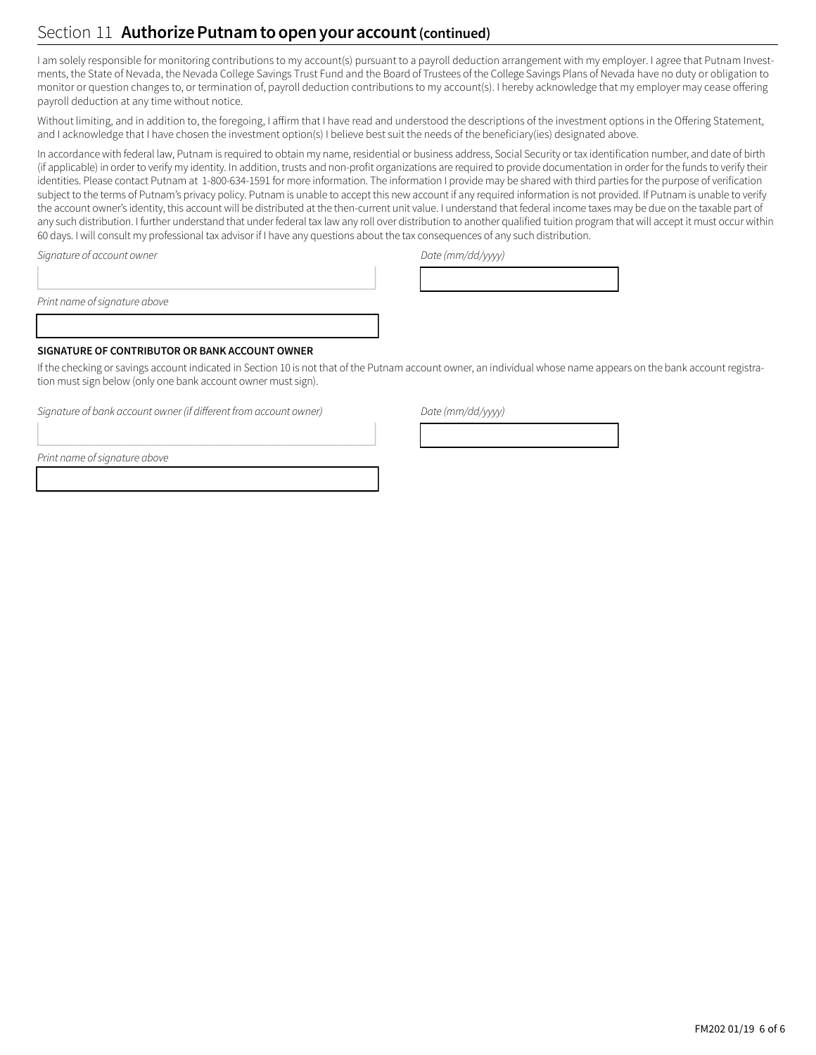## Section 11 **Authorize Putnam to open your account (continued)**

I am solely responsible for monitoring contributions to my account(s) pursuant to a payroll deduction arrangement with my employer. I agree that Putnam Investments, the State of Nevada, the Nevada College Savings Trust Fund and the Board of Trustees of the College Savings Plans of Nevada have no duty or obligation to monitor or question changes to, or termination of, payroll deduction contributions to my account(s). I hereby acknowledge that my employer may cease offering payroll deduction at any time without notice.

Without limiting, and in addition to, the foregoing, I affirm that I have read and understood the descriptions of the investment options in the Offering Statement, and I acknowledge that I have chosen the investment option(s) I believe best suit the needs of the beneficiary(ies) designated above.

In accordance with federal law, Putnam is required to obtain my name, residential or business address, Social Security or tax identification number, and date of birth (if applicable) in order to verify my identity. In addition, trusts and non-profit organizations are required to provide documentation in order for the funds to verify their identities. Please contact Putnam at 1-800-634-1591 for more information. The information I provide may be shared with third parties for the purpose of verification subject to the terms of Putnam's privacy policy. Putnam is unable to accept this new account if any required information is not provided. If Putnam is unable to verify the account owner's identity, this account will be distributed at the then-current unit value. I understand that federal income taxes may be due on the taxable part of any such distribution. I further understand that under federal tax law any roll over distribution to another qualified tuition program that will accept it must occur within 60 days. I will consult my professional tax advisor if I have any questions about the tax consequences of any such distribution.

*Signature of account owner*

*Date (mm/dd/yyyy)*

*Print name of signature above*

**SIGNATURE OF CONTRIBUTOR OR BANK ACCOUNT OWNER**

If the checking or savings account indicated in Section 10 is not that of the Putnam account owner, an individual whose name appears on the bank account registration must sign below (only one bank account owner must sign).

*Signature of bank account owner (if different from account owner)*

*Date (mm/dd/yyyy)*

*Print name of signature above*

FM202 01/19